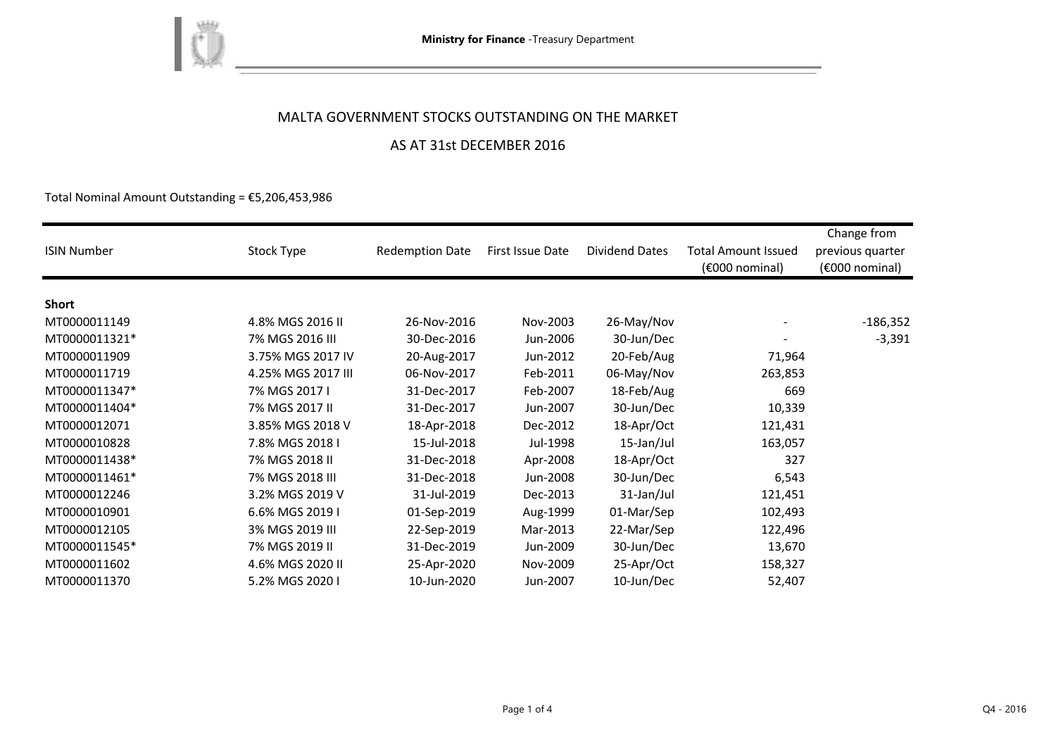Ministry for Finance -Treasury Department

# MALTA GOVERNMENT STOCKS OUTSTANDING ON THE MARKET

## AS AT 31st DECEMBER 2016

Total Nominal Amount Outstanding = €5,206,453,986

| ISIN Number | Stock Type | Redemption Date | First Issue Date | Dividend Dates | Total Amount Issued (€000 nominal) | Change from previous quarter (€000 nominal) |
|---|---|---|---|---|---|---|
| **Short** | | | | | | |
| MT0000011149 | 4.8% MGS 2016 II | 26-Nov-2016 | Nov-2003 | 26-May/Nov | - | -186,352 |
| MT0000011321* | 7% MGS 2016 III | 30-Dec-2016 | Jun-2006 | 30-Jun/Dec | - | -3,391 |
| MT0000011909 | 3.75% MGS 2017 IV | 20-Aug-2017 | Jun-2012 | 20-Feb/Aug | 71,964 | |
| MT0000011719 | 4.25% MGS 2017 III | 06-Nov-2017 | Feb-2011 | 06-May/Nov | 263,853 | |
| MT0000011347* | 7% MGS 2017 I | 31-Dec-2017 | Feb-2007 | 18-Feb/Aug | 669 | |
| MT0000011404* | 7% MGS 2017 II | 31-Dec-2017 | Jun-2007 | 30-Jun/Dec | 10,339 | |
| MT0000012071 | 3.85% MGS 2018 V | 18-Apr-2018 | Dec-2012 | 18-Apr/Oct | 121,431 | |
| MT0000010828 | 7.8% MGS 2018 I | 15-Jul-2018 | Jul-1998 | 15-Jan/Jul | 163,057 | |
| MT0000011438* | 7% MGS 2018 II | 31-Dec-2018 | Apr-2008 | 18-Apr/Oct | 327 | |
| MT0000011461* | 7% MGS 2018 III | 31-Dec-2018 | Jun-2008 | 30-Jun/Dec | 6,543 | |
| MT0000012246 | 3.2% MGS 2019 V | 31-Jul-2019 | Dec-2013 | 31-Jan/Jul | 121,451 | |
| MT0000010901 | 6.6% MGS 2019 I | 01-Sep-2019 | Aug-1999 | 01-Mar/Sep | 102,493 | |
| MT0000012105 | 3% MGS 2019 III | 22-Sep-2019 | Mar-2013 | 22-Mar/Sep | 122,496 | |
| MT0000011545* | 7% MGS 2019 II | 31-Dec-2019 | Jun-2009 | 30-Jun/Dec | 13,670 | |
| MT0000011602 | 4.6% MGS 2020 II | 25-Apr-2020 | Nov-2009 | 25-Apr/Oct | 158,327 | |
| MT0000011370 | 5.2% MGS 2020 I | 10-Jun-2020 | Jun-2007 | 10-Jun/Dec | 52,407 | |

Q4 - 2016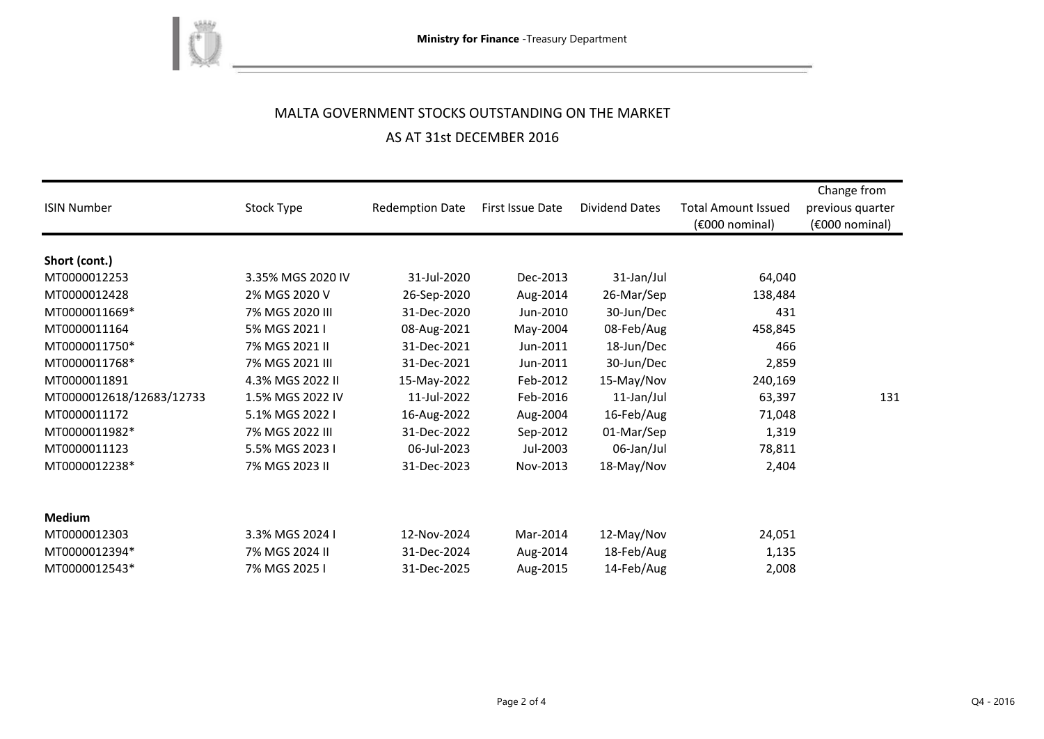MALTA GOVERNMENT STOCKS OUTSTANDING ON THE MARKET

AS AT 31st DECEMBER 2016

| ISIN Number | Stock Type | Redemption Date | First Issue Date | Dividend Dates | Total Amount Issued (€000 nominal) | Change from previous quarter (€000 nominal) |
|---|---|---|---|---|---|---|
| **Short (cont.)** | | | | | | |
| MT0000012253 | 3.35% MGS 2020 IV | 31-Jul-2020 | Dec-2013 | 31-Jan/Jul | 64,040 | |
| MT0000012428 | 2% MGS 2020 V | 26-Sep-2020 | Aug-2014 | 26-Mar/Sep | 138,484 | |
| MT0000011669* | 7% MGS 2020 III | 31-Dec-2020 | Jun-2010 | 30-Jun/Dec | 431 | |
| MT0000011164 | 5% MGS 2021 I | 08-Aug-2021 | May-2004 | 08-Feb/Aug | 458,845 | |
| MT0000011750* | 7% MGS 2021 II | 31-Dec-2021 | Jun-2011 | 18-Jun/Dec | 466 | |
| MT0000011768* | 7% MGS 2021 III | 31-Dec-2021 | Jun-2011 | 30-Jun/Dec | 2,859 | |
| MT0000011891 | 4.3% MGS 2022 II | 15-May-2022 | Feb-2012 | 15-May/Nov | 240,169 | |
| MT0000012618/12683/12733 | 1.5% MGS 2022 IV | 11-Jul-2022 | Feb-2016 | 11-Jan/Jul | 63,397 | 131 |
| MT0000011172 | 5.1% MGS 2022 I | 16-Aug-2022 | Aug-2004 | 16-Feb/Aug | 71,048 | |
| MT0000011982* | 7% MGS 2022 III | 31-Dec-2022 | Sep-2012 | 01-Mar/Sep | 1,319 | |
| MT0000011123 | 5.5% MGS 2023 I | 06-Jul-2023 | Jul-2003 | 06-Jan/Jul | 78,811 | |
| MT0000012238* | 7% MGS 2023 II | 31-Dec-2023 | Nov-2013 | 18-May/Nov | 2,404 | |
| **Medium** | | | | | | |
| MT0000012303 | 3.3% MGS 2024 I | 12-Nov-2024 | Mar-2014 | 12-May/Nov | 24,051 | |
| MT0000012394* | 7% MGS 2024 II | 31-Dec-2024 | Aug-2014 | 18-Feb/Aug | 1,135 | |
| MT0000012543* | 7% MGS 2025 I | 31-Dec-2025 | Aug-2015 | 14-Feb/Aug | 2,008 | |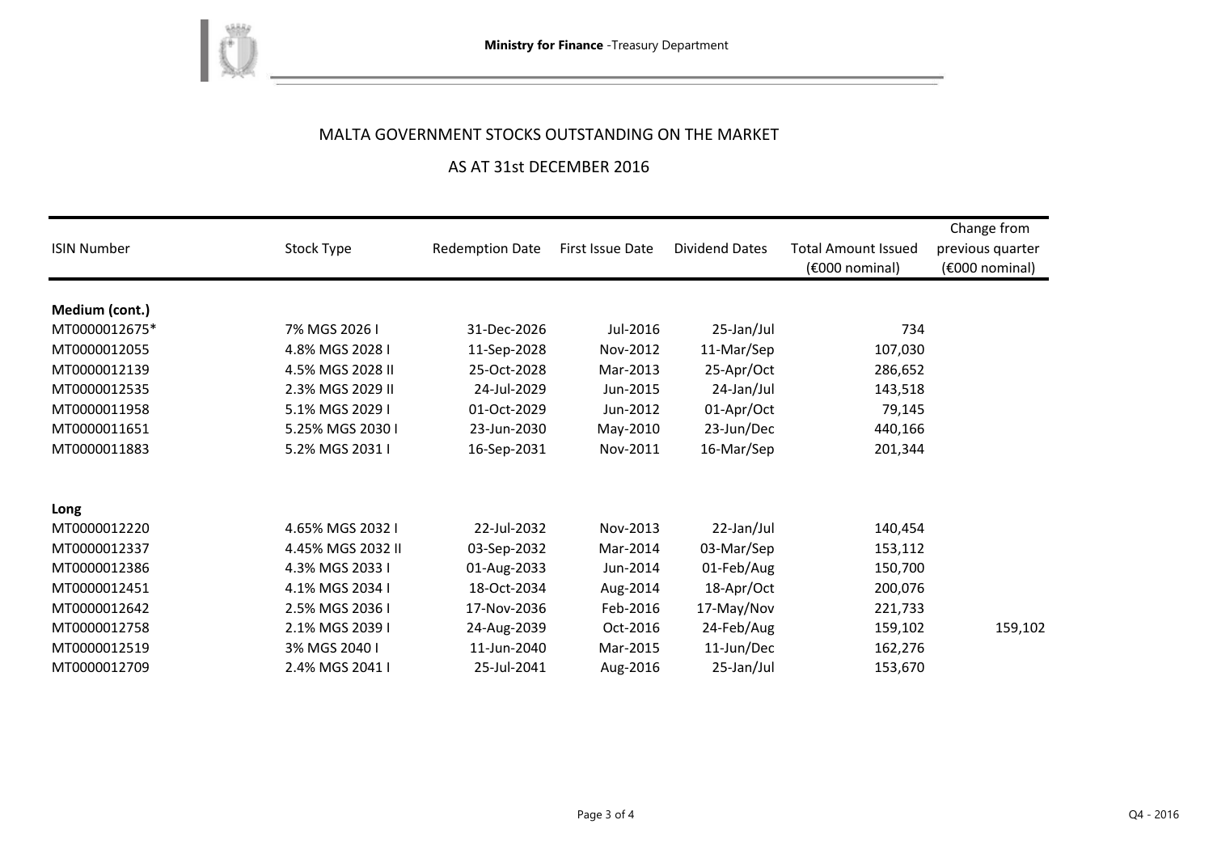Ministry for Finance -Treasury Department

# MALTA GOVERNMENT STOCKS OUTSTANDING ON THE MARKET

## AS AT 31st DECEMBER 2016

| ISIN Number | Stock Type | Redemption Date | First Issue Date | Dividend Dates | Total Amount Issued (€000 nominal) | Change from previous quarter (€000 nominal) |
|---|---|---|---|---|---|---|
| **Medium (cont.)** | | | | | | |
| MT0000012675* | 7% MGS 2026 I | 31-Dec-2026 | Jul-2016 | 25-Jan/Jul | 734 | |
| MT0000012055 | 4.8% MGS 2028 I | 11-Sep-2028 | Nov-2012 | 11-Mar/Sep | 107,030 | |
| MT0000012139 | 4.5% MGS 2028 II | 25-Oct-2028 | Mar-2013 | 25-Apr/Oct | 286,652 | |
| MT0000012535 | 2.3% MGS 2029 II | 24-Jul-2029 | Jun-2015 | 24-Jan/Jul | 143,518 | |
| MT0000011958 | 5.1% MGS 2029 I | 01-Oct-2029 | Jun-2012 | 01-Apr/Oct | 79,145 | |
| MT0000011651 | 5.25% MGS 2030 I | 23-Jun-2030 | May-2010 | 23-Jun/Dec | 440,166 | |
| MT0000011883 | 5.2% MGS 2031 I | 16-Sep-2031 | Nov-2011 | 16-Mar/Sep | 201,344 | |
| **Long** | | | | | | |
| MT0000012220 | 4.65% MGS 2032 I | 22-Jul-2032 | Nov-2013 | 22-Jan/Jul | 140,454 | |
| MT0000012337 | 4.45% MGS 2032 II | 03-Sep-2032 | Mar-2014 | 03-Mar/Sep | 153,112 | |
| MT0000012386 | 4.3% MGS 2033 I | 01-Aug-2033 | Jun-2014 | 01-Feb/Aug | 150,700 | |
| MT0000012451 | 4.1% MGS 2034 I | 18-Oct-2034 | Aug-2014 | 18-Apr/Oct | 200,076 | |
| MT0000012642 | 2.5% MGS 2036 I | 17-Nov-2036 | Feb-2016 | 17-May/Nov | 221,733 | |
| MT0000012758 | 2.1% MGS 2039 I | 24-Aug-2039 | Oct-2016 | 24-Feb/Aug | 159,102 | 159,102 |
| MT0000012519 | 3% MGS 2040 I | 11-Jun-2040 | Mar-2015 | 11-Jun/Dec | 162,276 | |
| MT0000012709 | 2.4% MGS 2041 I | 25-Jul-2041 | Aug-2016 | 25-Jan/Jul | 153,670 | |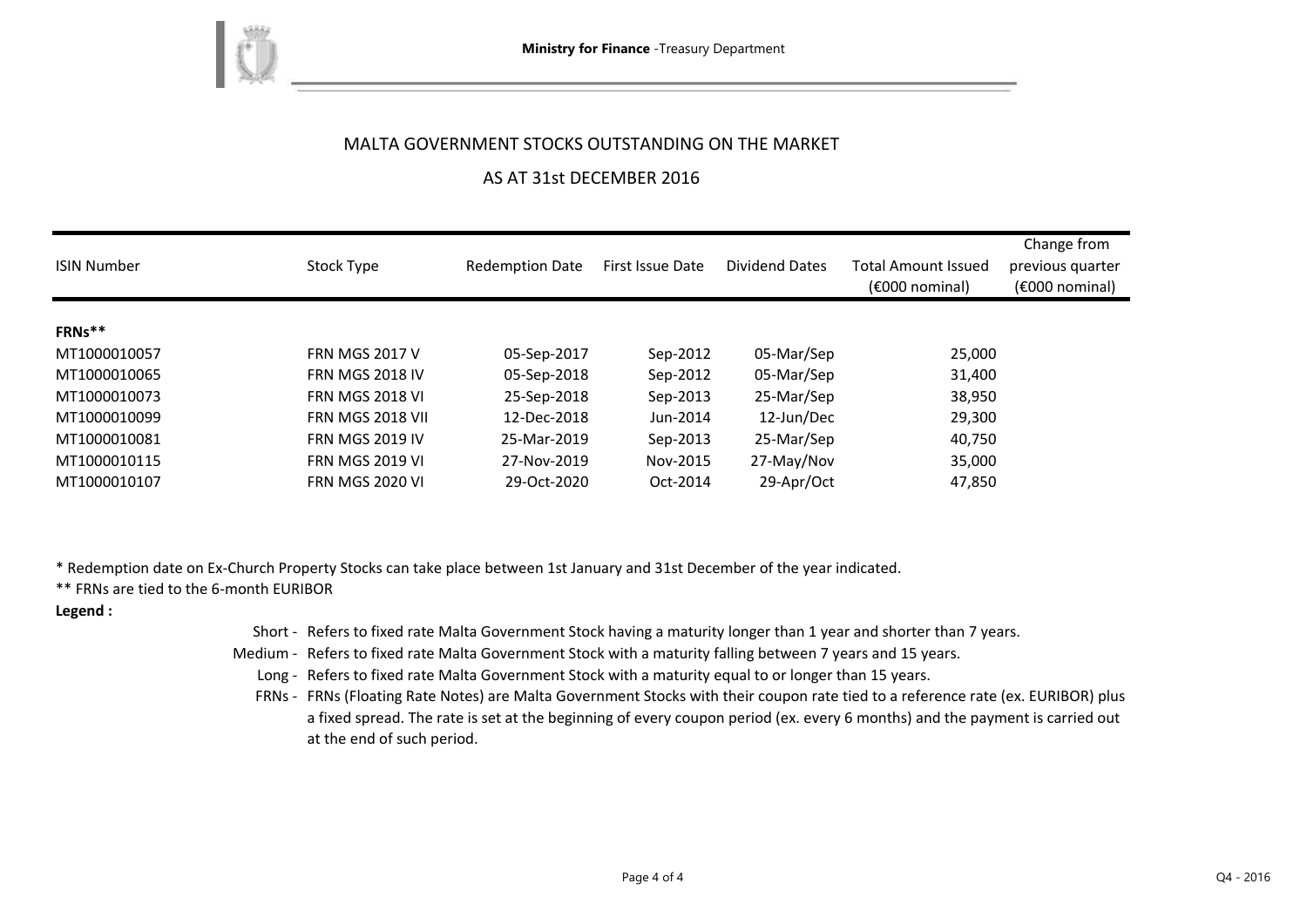Ministry for Finance -Treasury Department

# MALTA GOVERNMENT STOCKS OUTSTANDING ON THE MARKET

## AS AT 31st DECEMBER 2016

| ISIN Number | Stock Type | Redemption Date | First Issue Date | Dividend Dates | Total Amount Issued (€000 nominal) | Change from previous quarter (€000 nominal) |
|---|---|---|---|---|---|---|
| **FRNs**** | | | | | | |
| MT1000010057 | FRN MGS 2017 V | 05-Sep-2017 | Sep-2012 | 05-Mar/Sep | 25,000 | |
| MT1000010065 | FRN MGS 2018 IV | 05-Sep-2018 | Sep-2012 | 05-Mar/Sep | 31,400 | |
| MT1000010073 | FRN MGS 2018 VI | 25-Sep-2018 | Sep-2013 | 25-Mar/Sep | 38,950 | |
| MT1000010099 | FRN MGS 2018 VII | 12-Dec-2018 | Jun-2014 | 12-Jun/Dec | 29,300 | |
| MT1000010081 | FRN MGS 2019 IV | 25-Mar-2019 | Sep-2013 | 25-Mar/Sep | 40,750 | |
| MT1000010115 | FRN MGS 2019 VI | 27-Nov-2019 | Nov-2015 | 27-May/Nov | 35,000 | |
| MT1000010107 | FRN MGS 2020 VI | 29-Oct-2020 | Oct-2014 | 29-Apr/Oct | 47,850 | |

* Redemption date on Ex-Church Property Stocks can take place between 1st January and 31st December of the year indicated.

** FRNs are tied to the 6-month EURIBOR

**Legend :**

- Short - Refers to fixed rate Malta Government Stock having a maturity longer than 1 year and shorter than 7 years.
- Medium - Refers to fixed rate Malta Government Stock with a maturity falling between 7 years and 15 years.
- Long - Refers to fixed rate Malta Government Stock with a maturity equal to or longer than 15 years.
- FRNs - FRNs (Floating Rate Notes) are Malta Government Stocks with their coupon rate tied to a reference rate (ex. EURIBOR) plus a fixed spread. The rate is set at the beginning of every coupon period (ex. every 6 months) and the payment is carried out at the end of such period.